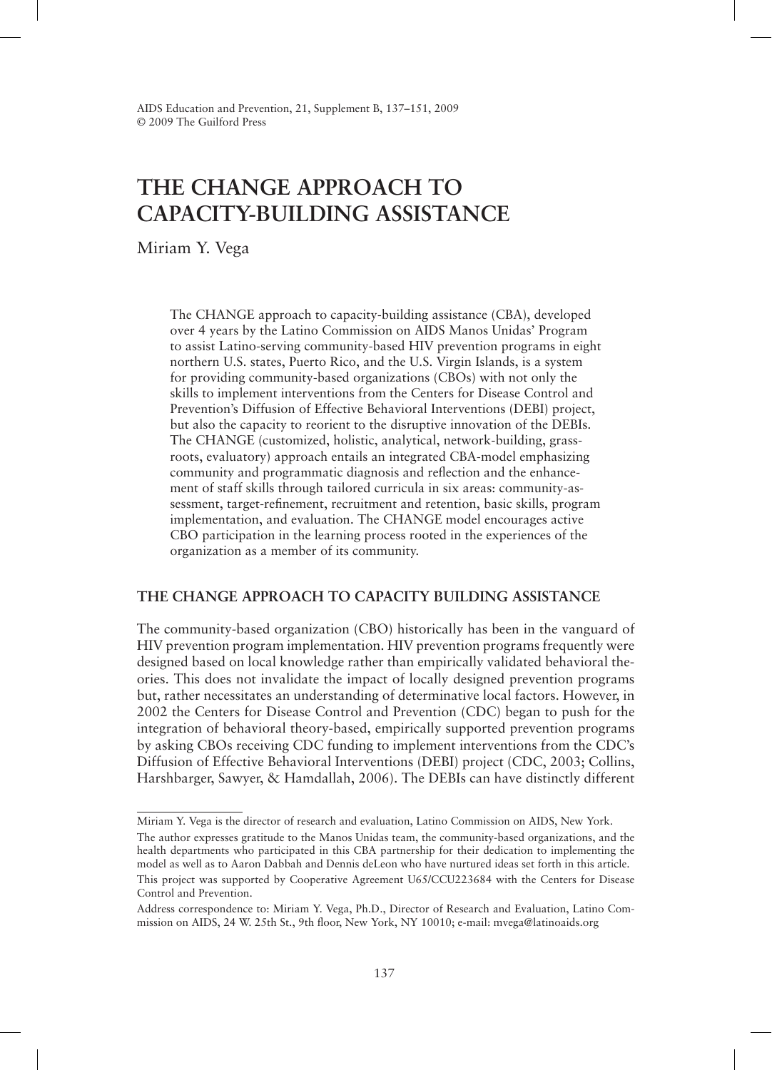# THE CHANGE APPROACH TO CAPACITY-BUILDING ASSISTANCE

Miriam Y. Vega

> The CHANGE approach to capacity-building assistance (CBA), developed over 4 years by the Latino Commission on AIDS Manos Unidas' Program to assist Latino-serving community-based HIV prevention programs in eight northern U.S. states, Puerto Rico, and the U.S. Virgin Islands, is a system for providing community-based organizations (CBOs) with not only the skills to implement interventions from the Centers for Disease Control and Prevention's Diffusion of Effective Behavioral Interventions (DEBI) project, but also the capacity to reorient to the disruptive innovation of the DEBIs. The CHANGE (customized, holistic, analytical, network-building, grassroots, evaluatory) approach entails an integrated CBA-model emphasizing community and programmatic diagnosis and reflection and the enhancement of staff skills through tailored curricula in six areas: community-assessment, target-refinement, recruitment and retention, basic skills, program implementation, and evaluation. The CHANGE model encourages active CBO participation in the learning process rooted in the experiences of the organization as a member of its community.

## THE CHANGE APPROACH TO CAPACITY BUILDING ASSISTANCE

The community-based organization (CBO) historically has been in the vanguard of HIV prevention program implementation. HIV prevention programs frequently were designed based on local knowledge rather than empirically validated behavioral theories. This does not invalidate the impact of locally designed prevention programs but, rather necessitates an understanding of determinative local factors. However, in 2002 the Centers for Disease Control and Prevention (CDC) began to push for the integration of behavioral theory-based, empirically supported prevention programs by asking CBOs receiving CDC funding to implement interventions from the CDC's Diffusion of Effective Behavioral Interventions (DEBI) project (CDC, 2003; Collins, Harshbarger, Sawyer, & Hamdallah, 2006). The DEBIs can have distinctly different

---

Miriam Y. Vega is the director of research and evaluation, Latino Commission on AIDS, New York.

The author expresses gratitude to the Manos Unidas team, the community-based organizations, and the health departments who participated in this CBA partnership for their dedication to implementing the model as well as to Aaron Dabbah and Dennis deLeon who have nurtured ideas set forth in this article.

This project was supported by Cooperative Agreement U65/CCU223684 with the Centers for Disease Control and Prevention.

Address correspondence to: Miriam Y. Vega, Ph.D., Director of Research and Evaluation, Latino Commission on AIDS, 24 W. 25th St., 9th floor, New York, NY 10010; e-mail: mvega@latinoaids.org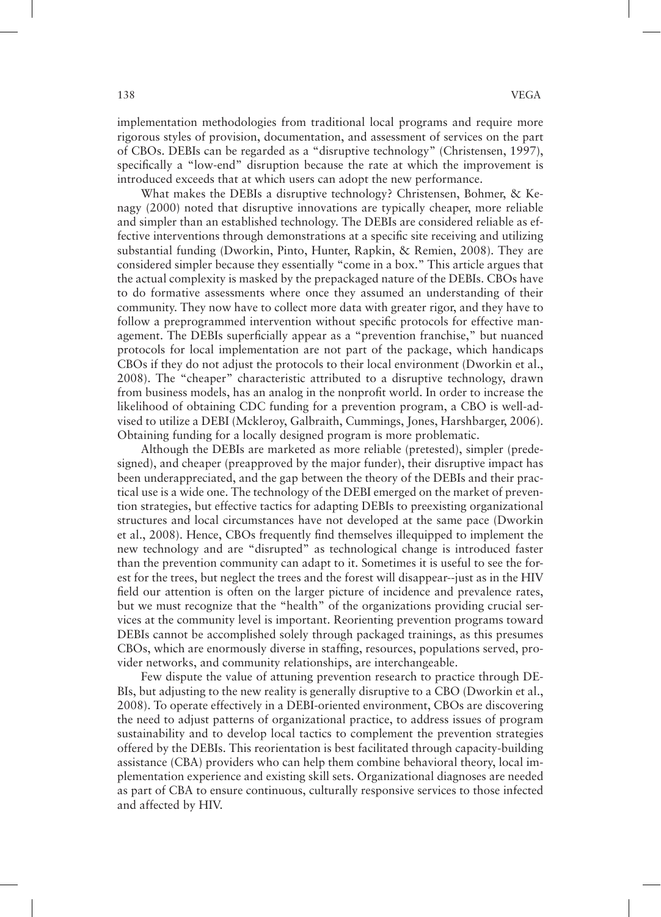implementation methodologies from traditional local programs and require more rigorous styles of provision, documentation, and assessment of services on the part of CBOs. DEBIs can be regarded as a "disruptive technology" (Christensen, 1997), specifically a "low-end" disruption because the rate at which the improvement is introduced exceeds that at which users can adopt the new performance.

What makes the DEBIs a disruptive technology? Christensen, Bohmer, & Kenagy (2000) noted that disruptive innovations are typically cheaper, more reliable and simpler than an established technology. The DEBIs are considered reliable as effective interventions through demonstrations at a specific site receiving and utilizing substantial funding (Dworkin, Pinto, Hunter, Rapkin, & Remien, 2008). They are considered simpler because they essentially "come in a box." This article argues that the actual complexity is masked by the prepackaged nature of the DEBIs. CBOs have to do formative assessments where once they assumed an understanding of their community. They now have to collect more data with greater rigor, and they have to follow a preprogrammed intervention without specific protocols for effective management. The DEBIs superficially appear as a "prevention franchise," but nuanced protocols for local implementation are not part of the package, which handicaps CBOs if they do not adjust the protocols to their local environment (Dworkin et al., 2008). The "cheaper" characteristic attributed to a disruptive technology, drawn from business models, has an analog in the nonprofit world. In order to increase the likelihood of obtaining CDC funding for a prevention program, a CBO is well-advised to utilize a DEBI (Mckleroy, Galbraith, Cummings, Jones, Harshbarger, 2006). Obtaining funding for a locally designed program is more problematic.

Although the DEBIs are marketed as more reliable (pretested), simpler (predesigned), and cheaper (preapproved by the major funder), their disruptive impact has been underappreciated, and the gap between the theory of the DEBIs and their practical use is a wide one. The technology of the DEBI emerged on the market of prevention strategies, but effective tactics for adapting DEBIs to preexisting organizational structures and local circumstances have not developed at the same pace (Dworkin et al., 2008). Hence, CBOs frequently find themselves illequipped to implement the new technology and are "disrupted" as technological change is introduced faster than the prevention community can adapt to it. Sometimes it is useful to see the forest for the trees, but neglect the trees and the forest will disappear--just as in the HIV field our attention is often on the larger picture of incidence and prevalence rates, but we must recognize that the "health" of the organizations providing crucial services at the community level is important. Reorienting prevention programs toward DEBIs cannot be accomplished solely through packaged trainings, as this presumes CBOs, which are enormously diverse in staffing, resources, populations served, provider networks, and community relationships, are interchangeable.

Few dispute the value of attuning prevention research to practice through DEBIs, but adjusting to the new reality is generally disruptive to a CBO (Dworkin et al., 2008). To operate effectively in a DEBI-oriented environment, CBOs are discovering the need to adjust patterns of organizational practice, to address issues of program sustainability and to develop local tactics to complement the prevention strategies offered by the DEBIs. This reorientation is best facilitated through capacity-building assistance (CBA) providers who can help them combine behavioral theory, local implementation experience and existing skill sets. Organizational diagnoses are needed as part of CBA to ensure continuous, culturally responsive services to those infected and affected by HIV.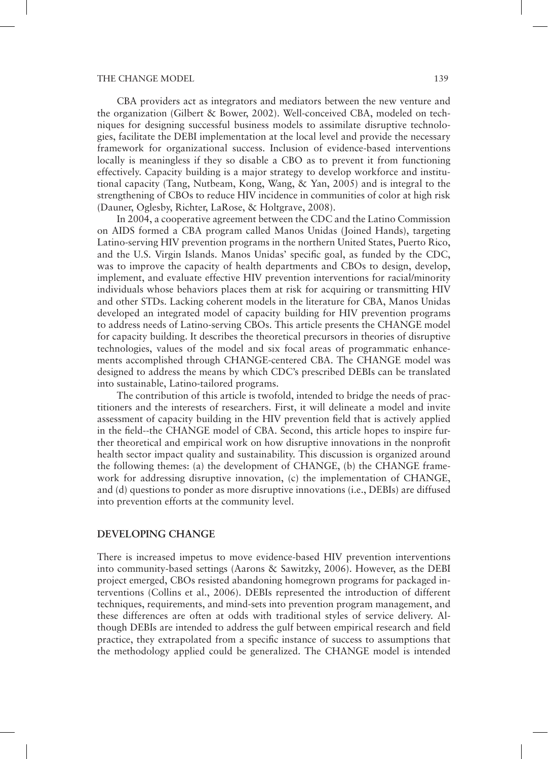CBA providers act as integrators and mediators between the new venture and the organization (Gilbert & Bower, 2002). Well-conceived CBA, modeled on techniques for designing successful business models to assimilate disruptive technologies, facilitate the DEBI implementation at the local level and provide the necessary framework for organizational success. Inclusion of evidence-based interventions locally is meaningless if they so disable a CBO as to prevent it from functioning effectively. Capacity building is a major strategy to develop workforce and institutional capacity (Tang, Nutbeam, Kong, Wang, & Yan, 2005) and is integral to the strengthening of CBOs to reduce HIV incidence in communities of color at high risk (Dauner, Oglesby, Richter, LaRose, & Holtgrave, 2008).

In 2004, a cooperative agreement between the CDC and the Latino Commission on AIDS formed a CBA program called Manos Unidas (Joined Hands), targeting Latino-serving HIV prevention programs in the northern United States, Puerto Rico, and the U.S. Virgin Islands. Manos Unidas' specific goal, as funded by the CDC, was to improve the capacity of health departments and CBOs to design, develop, implement, and evaluate effective HIV prevention interventions for racial/minority individuals whose behaviors places them at risk for acquiring or transmitting HIV and other STDs. Lacking coherent models in the literature for CBA, Manos Unidas developed an integrated model of capacity building for HIV prevention programs to address needs of Latino-serving CBOs. This article presents the CHANGE model for capacity building. It describes the theoretical precursors in theories of disruptive technologies, values of the model and six focal areas of programmatic enhancements accomplished through CHANGE-centered CBA. The CHANGE model was designed to address the means by which CDC's prescribed DEBIs can be translated into sustainable, Latino-tailored programs.

The contribution of this article is twofold, intended to bridge the needs of practitioners and the interests of researchers. First, it will delineate a model and invite assessment of capacity building in the HIV prevention field that is actively applied in the field--the CHANGE model of CBA. Second, this article hopes to inspire further theoretical and empirical work on how disruptive innovations in the nonprofit health sector impact quality and sustainability. This discussion is organized around the following themes: (a) the development of CHANGE, (b) the CHANGE framework for addressing disruptive innovation, (c) the implementation of CHANGE, and (d) questions to ponder as more disruptive innovations (i.e., DEBIs) are diffused into prevention efforts at the community level.

## DEVELOPING CHANGE

There is increased impetus to move evidence-based HIV prevention interventions into community-based settings (Aarons & Sawitzky, 2006). However, as the DEBI project emerged, CBOs resisted abandoning homegrown programs for packaged interventions (Collins et al., 2006). DEBIs represented the introduction of different techniques, requirements, and mind-sets into prevention program management, and these differences are often at odds with traditional styles of service delivery. Although DEBIs are intended to address the gulf between empirical research and field practice, they extrapolated from a specific instance of success to assumptions that the methodology applied could be generalized. The CHANGE model is intended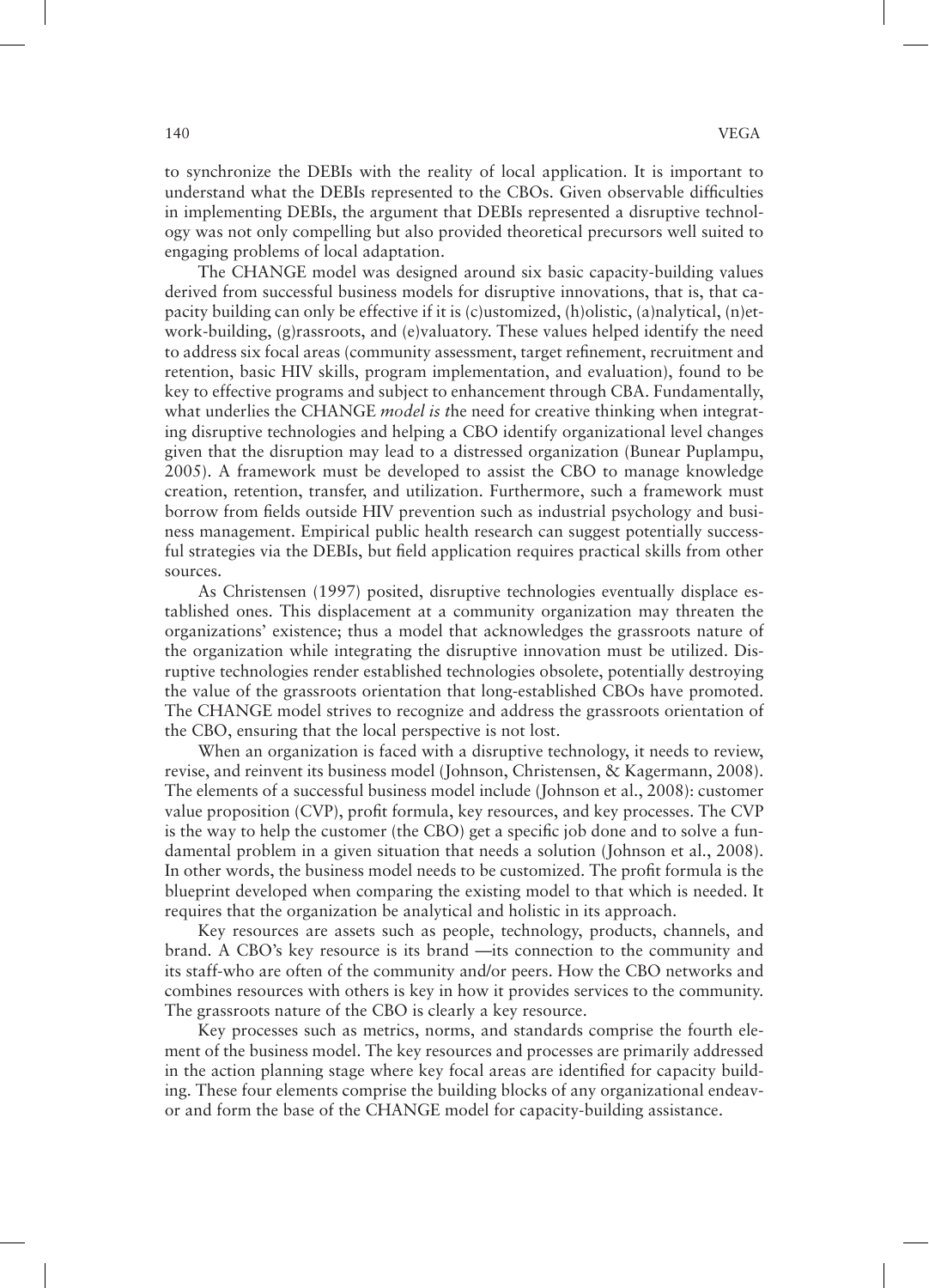to synchronize the DEBIs with the reality of local application. It is important to understand what the DEBIs represented to the CBOs. Given observable difficulties in implementing DEBIs, the argument that DEBIs represented a disruptive technology was not only compelling but also provided theoretical precursors well suited to engaging problems of local adaptation.

The CHANGE model was designed around six basic capacity-building values derived from successful business models for disruptive innovations, that is, that capacity building can only be effective if it is (c)ustomized, (h)olistic, (a)nalytical, (n)etwork-building, (g)rassroots, and (e)valuatory. These values helped identify the need to address six focal areas (community assessment, target refinement, recruitment and retention, basic HIV skills, program implementation, and evaluation), found to be key to effective programs and subject to enhancement through CBA. Fundamentally, what underlies the CHANGE *model is t*he need for creative thinking when integrating disruptive technologies and helping a CBO identify organizational level changes given that the disruption may lead to a distressed organization (Bunear Puplampu, 2005). A framework must be developed to assist the CBO to manage knowledge creation, retention, transfer, and utilization. Furthermore, such a framework must borrow from fields outside HIV prevention such as industrial psychology and business management. Empirical public health research can suggest potentially successful strategies via the DEBIs, but field application requires practical skills from other sources.

As Christensen (1997) posited, disruptive technologies eventually displace established ones. This displacement at a community organization may threaten the organizations' existence; thus a model that acknowledges the grassroots nature of the organization while integrating the disruptive innovation must be utilized. Disruptive technologies render established technologies obsolete, potentially destroying the value of the grassroots orientation that long-established CBOs have promoted. The CHANGE model strives to recognize and address the grassroots orientation of the CBO, ensuring that the local perspective is not lost.

When an organization is faced with a disruptive technology, it needs to review, revise, and reinvent its business model (Johnson, Christensen, & Kagermann, 2008). The elements of a successful business model include (Johnson et al., 2008): customer value proposition (CVP), profit formula, key resources, and key processes. The CVP is the way to help the customer (the CBO) get a specific job done and to solve a fundamental problem in a given situation that needs a solution (Johnson et al., 2008). In other words, the business model needs to be customized. The profit formula is the blueprint developed when comparing the existing model to that which is needed. It requires that the organization be analytical and holistic in its approach.

Key resources are assets such as people, technology, products, channels, and brand. A CBO's key resource is its brand —its connection to the community and its staff-who are often of the community and/or peers. How the CBO networks and combines resources with others is key in how it provides services to the community. The grassroots nature of the CBO is clearly a key resource.

Key processes such as metrics, norms, and standards comprise the fourth element of the business model. The key resources and processes are primarily addressed in the action planning stage where key focal areas are identified for capacity building. These four elements comprise the building blocks of any organizational endeavor and form the base of the CHANGE model for capacity-building assistance.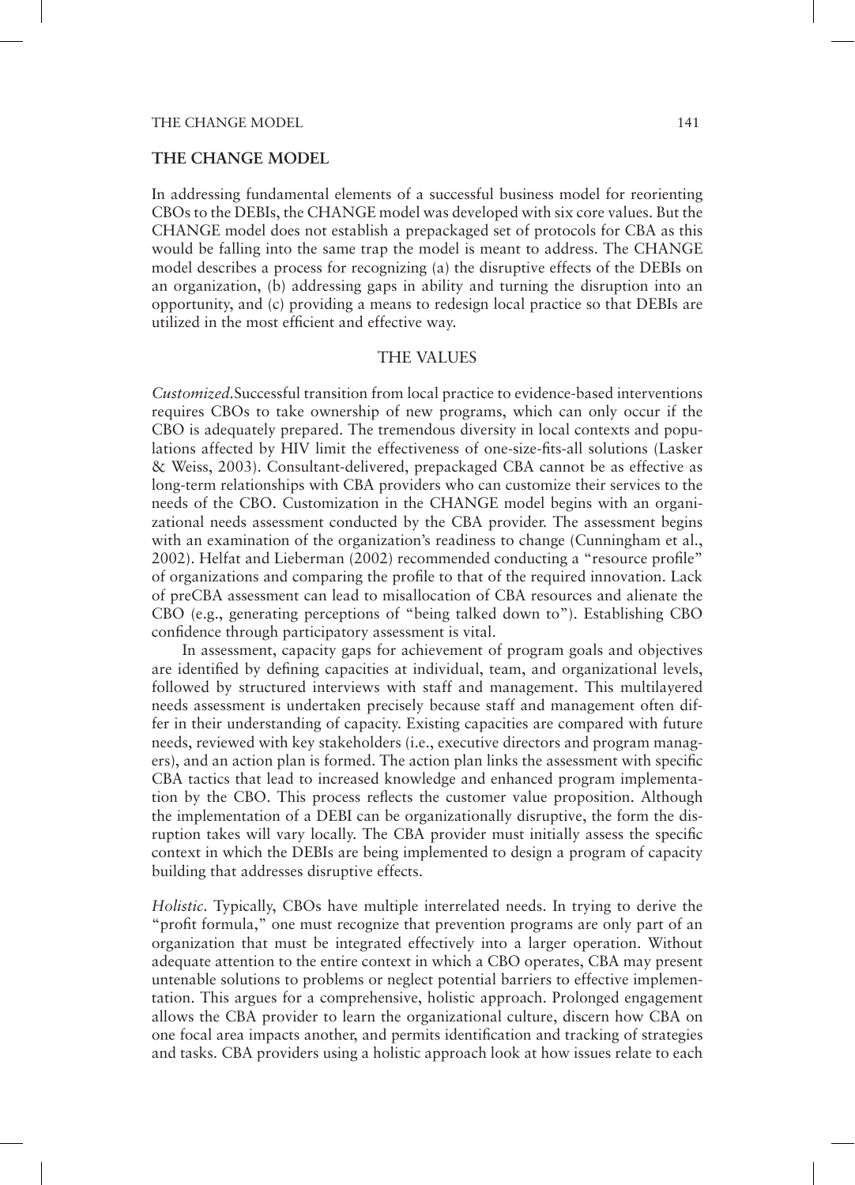## THE CHANGE MODEL

In addressing fundamental elements of a successful business model for reorienting CBOs to the DEBIs, the CHANGE model was developed with six core values. But the CHANGE model does not establish a prepackaged set of protocols for CBA as this would be falling into the same trap the model is meant to address. The CHANGE model describes a process for recognizing (a) the disruptive effects of the DEBIs on an organization, (b) addressing gaps in ability and turning the disruption into an opportunity, and (c) providing a means to redesign local practice so that DEBIs are utilized in the most efficient and effective way.

### THE VALUES

*Customized*.Successful transition from local practice to evidence-based interventions requires CBOs to take ownership of new programs, which can only occur if the CBO is adequately prepared. The tremendous diversity in local contexts and populations affected by HIV limit the effectiveness of one-size-fits-all solutions (Lasker & Weiss, 2003). Consultant-delivered, prepackaged CBA cannot be as effective as long-term relationships with CBA providers who can customize their services to the needs of the CBO. Customization in the CHANGE model begins with an organizational needs assessment conducted by the CBA provider. The assessment begins with an examination of the organization's readiness to change (Cunningham et al., 2002). Helfat and Lieberman (2002) recommended conducting a "resource profile" of organizations and comparing the profile to that of the required innovation. Lack of preCBA assessment can lead to misallocation of CBA resources and alienate the CBO (e.g., generating perceptions of "being talked down to"). Establishing CBO confidence through participatory assessment is vital.

In assessment, capacity gaps for achievement of program goals and objectives are identified by defining capacities at individual, team, and organizational levels, followed by structured interviews with staff and management. This multilayered needs assessment is undertaken precisely because staff and management often differ in their understanding of capacity. Existing capacities are compared with future needs, reviewed with key stakeholders (i.e., executive directors and program managers), and an action plan is formed. The action plan links the assessment with specific CBA tactics that lead to increased knowledge and enhanced program implementation by the CBO. This process reflects the customer value proposition. Although the implementation of a DEBI can be organizationally disruptive, the form the disruption takes will vary locally. The CBA provider must initially assess the specific context in which the DEBIs are being implemented to design a program of capacity building that addresses disruptive effects.

*Holistic*. Typically, CBOs have multiple interrelated needs. In trying to derive the "profit formula," one must recognize that prevention programs are only part of an organization that must be integrated effectively into a larger operation. Without adequate attention to the entire context in which a CBO operates, CBA may present untenable solutions to problems or neglect potential barriers to effective implementation. This argues for a comprehensive, holistic approach. Prolonged engagement allows the CBA provider to learn the organizational culture, discern how CBA on one focal area impacts another, and permits identification and tracking of strategies and tasks. CBA providers using a holistic approach look at how issues relate to each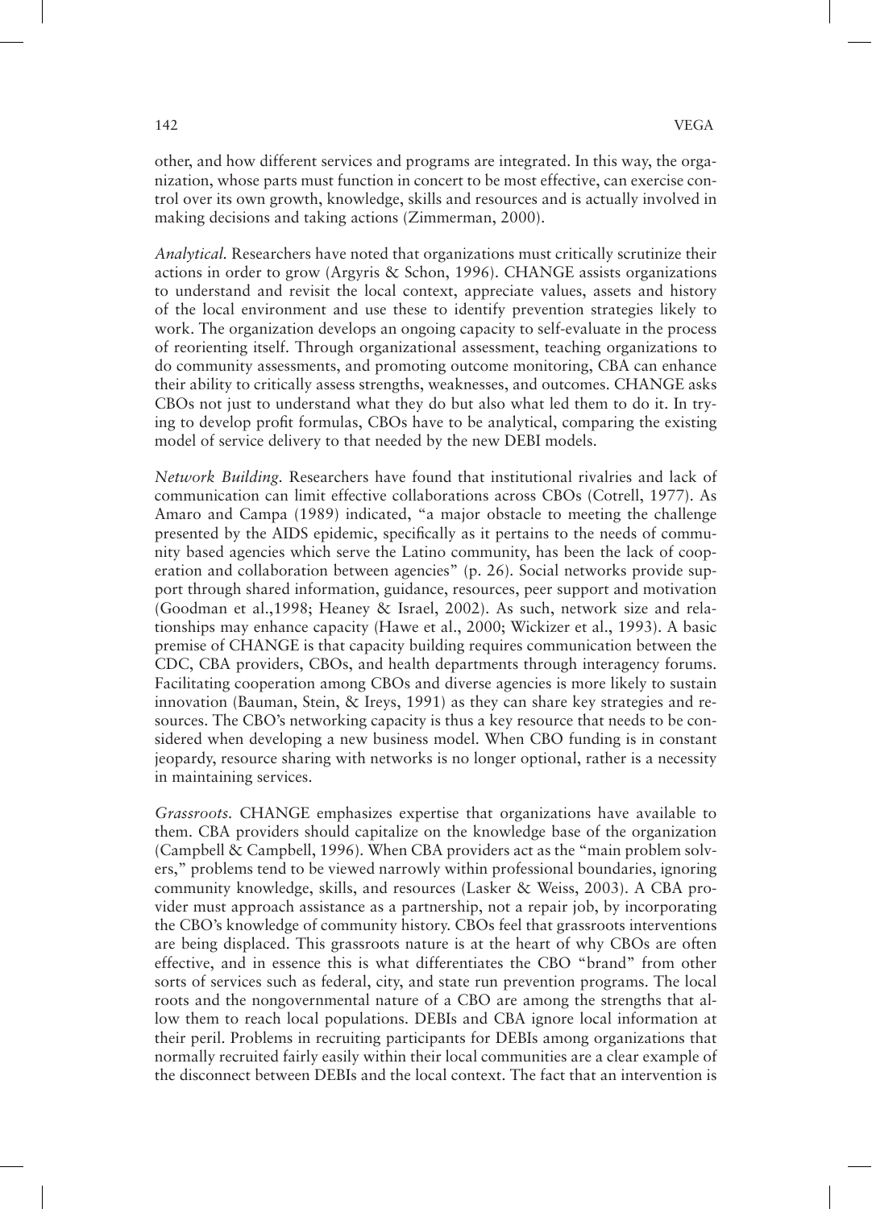other, and how different services and programs are integrated. In this way, the organization, whose parts must function in concert to be most effective, can exercise control over its own growth, knowledge, skills and resources and is actually involved in making decisions and taking actions (Zimmerman, 2000).

*Analytical.* Researchers have noted that organizations must critically scrutinize their actions in order to grow (Argyris & Schon, 1996). CHANGE assists organizations to understand and revisit the local context, appreciate values, assets and history of the local environment and use these to identify prevention strategies likely to work. The organization develops an ongoing capacity to self-evaluate in the process of reorienting itself. Through organizational assessment, teaching organizations to do community assessments, and promoting outcome monitoring, CBA can enhance their ability to critically assess strengths, weaknesses, and outcomes. CHANGE asks CBOs not just to understand what they do but also what led them to do it. In trying to develop profit formulas, CBOs have to be analytical, comparing the existing model of service delivery to that needed by the new DEBI models.

*Network Building.* Researchers have found that institutional rivalries and lack of communication can limit effective collaborations across CBOs (Cotrell, 1977). As Amaro and Campa (1989) indicated, "a major obstacle to meeting the challenge presented by the AIDS epidemic, specifically as it pertains to the needs of community based agencies which serve the Latino community, has been the lack of cooperation and collaboration between agencies" (p. 26). Social networks provide support through shared information, guidance, resources, peer support and motivation (Goodman et al.,1998; Heaney & Israel, 2002). As such, network size and relationships may enhance capacity (Hawe et al., 2000; Wickizer et al., 1993). A basic premise of CHANGE is that capacity building requires communication between the CDC, CBA providers, CBOs, and health departments through interagency forums. Facilitating cooperation among CBOs and diverse agencies is more likely to sustain innovation (Bauman, Stein, & Ireys, 1991) as they can share key strategies and resources. The CBO's networking capacity is thus a key resource that needs to be considered when developing a new business model. When CBO funding is in constant jeopardy, resource sharing with networks is no longer optional, rather is a necessity in maintaining services.

*Grassroots.* CHANGE emphasizes expertise that organizations have available to them. CBA providers should capitalize on the knowledge base of the organization (Campbell & Campbell, 1996). When CBA providers act as the "main problem solvers," problems tend to be viewed narrowly within professional boundaries, ignoring community knowledge, skills, and resources (Lasker & Weiss, 2003). A CBA provider must approach assistance as a partnership, not a repair job, by incorporating the CBO's knowledge of community history. CBOs feel that grassroots interventions are being displaced. This grassroots nature is at the heart of why CBOs are often effective, and in essence this is what differentiates the CBO "brand" from other sorts of services such as federal, city, and state run prevention programs. The local roots and the nongovernmental nature of a CBO are among the strengths that allow them to reach local populations. DEBIs and CBA ignore local information at their peril. Problems in recruiting participants for DEBIs among organizations that normally recruited fairly easily within their local communities are a clear example of the disconnect between DEBIs and the local context. The fact that an intervention is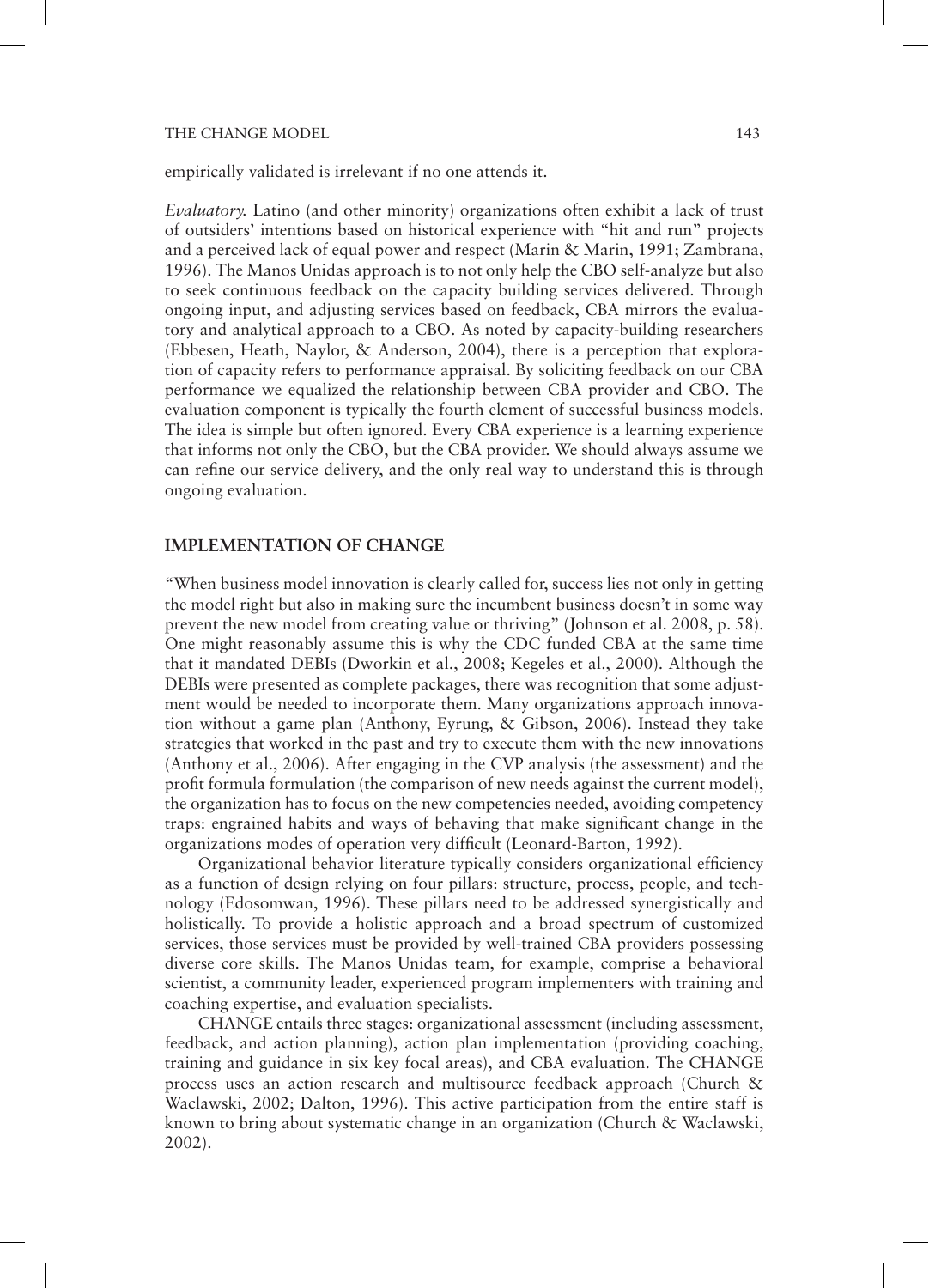empirically validated is irrelevant if no one attends it.

*Evaluatory.* Latino (and other minority) organizations often exhibit a lack of trust of outsiders' intentions based on historical experience with "hit and run" projects and a perceived lack of equal power and respect (Marin & Marin, 1991; Zambrana, 1996). The Manos Unidas approach is to not only help the CBO self-analyze but also to seek continuous feedback on the capacity building services delivered. Through ongoing input, and adjusting services based on feedback, CBA mirrors the evaluatory and analytical approach to a CBO. As noted by capacity-building researchers (Ebbesen, Heath, Naylor, & Anderson, 2004), there is a perception that exploration of capacity refers to performance appraisal. By soliciting feedback on our CBA performance we equalized the relationship between CBA provider and CBO. The evaluation component is typically the fourth element of successful business models. The idea is simple but often ignored. Every CBA experience is a learning experience that informs not only the CBO, but the CBA provider. We should always assume we can refine our service delivery, and the only real way to understand this is through ongoing evaluation.

## IMPLEMENTATION OF CHANGE

"When business model innovation is clearly called for, success lies not only in getting the model right but also in making sure the incumbent business doesn't in some way prevent the new model from creating value or thriving" (Johnson et al. 2008, p. 58). One might reasonably assume this is why the CDC funded CBA at the same time that it mandated DEBIs (Dworkin et al., 2008; Kegeles et al., 2000). Although the DEBIs were presented as complete packages, there was recognition that some adjustment would be needed to incorporate them. Many organizations approach innovation without a game plan (Anthony, Eyrung, & Gibson, 2006). Instead they take strategies that worked in the past and try to execute them with the new innovations (Anthony et al., 2006). After engaging in the CVP analysis (the assessment) and the profit formula formulation (the comparison of new needs against the current model), the organization has to focus on the new competencies needed, avoiding competency traps: engrained habits and ways of behaving that make significant change in the organizations modes of operation very difficult (Leonard-Barton, 1992).

Organizational behavior literature typically considers organizational efficiency as a function of design relying on four pillars: structure, process, people, and technology (Edosomwan, 1996). These pillars need to be addressed synergistically and holistically. To provide a holistic approach and a broad spectrum of customized services, those services must be provided by well-trained CBA providers possessing diverse core skills. The Manos Unidas team, for example, comprise a behavioral scientist, a community leader, experienced program implementers with training and coaching expertise, and evaluation specialists.

CHANGE entails three stages: organizational assessment (including assessment, feedback, and action planning), action plan implementation (providing coaching, training and guidance in six key focal areas), and CBA evaluation. The CHANGE process uses an action research and multisource feedback approach (Church & Waclawski, 2002; Dalton, 1996). This active participation from the entire staff is known to bring about systematic change in an organization (Church & Waclawski, 2002).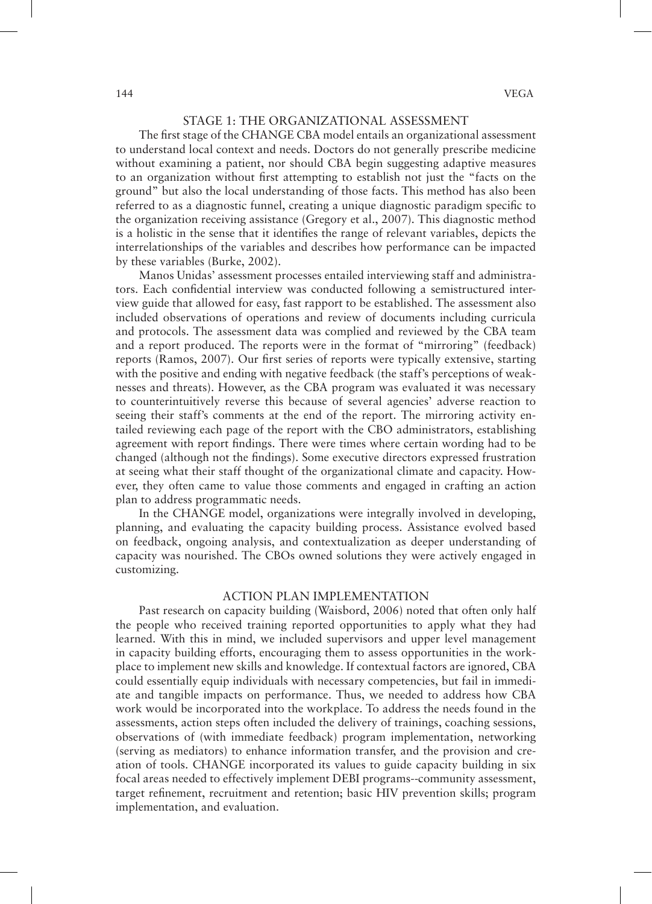## STAGE 1: THE ORGANIZATIONAL ASSESSMENT

The first stage of the CHANGE CBA model entails an organizational assessment to understand local context and needs. Doctors do not generally prescribe medicine without examining a patient, nor should CBA begin suggesting adaptive measures to an organization without first attempting to establish not just the "facts on the ground" but also the local understanding of those facts. This method has also been referred to as a diagnostic funnel, creating a unique diagnostic paradigm specific to the organization receiving assistance (Gregory et al., 2007). This diagnostic method is a holistic in the sense that it identifies the range of relevant variables, depicts the interrelationships of the variables and describes how performance can be impacted by these variables (Burke, 2002).

Manos Unidas' assessment processes entailed interviewing staff and administrators. Each confidential interview was conducted following a semistructured interview guide that allowed for easy, fast rapport to be established. The assessment also included observations of operations and review of documents including curricula and protocols. The assessment data was complied and reviewed by the CBA team and a report produced. The reports were in the format of "mirroring" (feedback) reports (Ramos, 2007). Our first series of reports were typically extensive, starting with the positive and ending with negative feedback (the staff's perceptions of weaknesses and threats). However, as the CBA program was evaluated it was necessary to counterintuitively reverse this because of several agencies' adverse reaction to seeing their staff's comments at the end of the report. The mirroring activity entailed reviewing each page of the report with the CBO administrators, establishing agreement with report findings. There were times where certain wording had to be changed (although not the findings). Some executive directors expressed frustration at seeing what their staff thought of the organizational climate and capacity. However, they often came to value those comments and engaged in crafting an action plan to address programmatic needs.

In the CHANGE model, organizations were integrally involved in developing, planning, and evaluating the capacity building process. Assistance evolved based on feedback, ongoing analysis, and contextualization as deeper understanding of capacity was nourished. The CBOs owned solutions they were actively engaged in customizing.

## ACTION PLAN IMPLEMENTATION

Past research on capacity building (Waisbord, 2006) noted that often only half the people who received training reported opportunities to apply what they had learned. With this in mind, we included supervisors and upper level management in capacity building efforts, encouraging them to assess opportunities in the workplace to implement new skills and knowledge. If contextual factors are ignored, CBA could essentially equip individuals with necessary competencies, but fail in immediate and tangible impacts on performance. Thus, we needed to address how CBA work would be incorporated into the workplace. To address the needs found in the assessments, action steps often included the delivery of trainings, coaching sessions, observations of (with immediate feedback) program implementation, networking (serving as mediators) to enhance information transfer, and the provision and creation of tools. CHANGE incorporated its values to guide capacity building in six focal areas needed to effectively implement DEBI programs--community assessment, target refinement, recruitment and retention; basic HIV prevention skills; program implementation, and evaluation.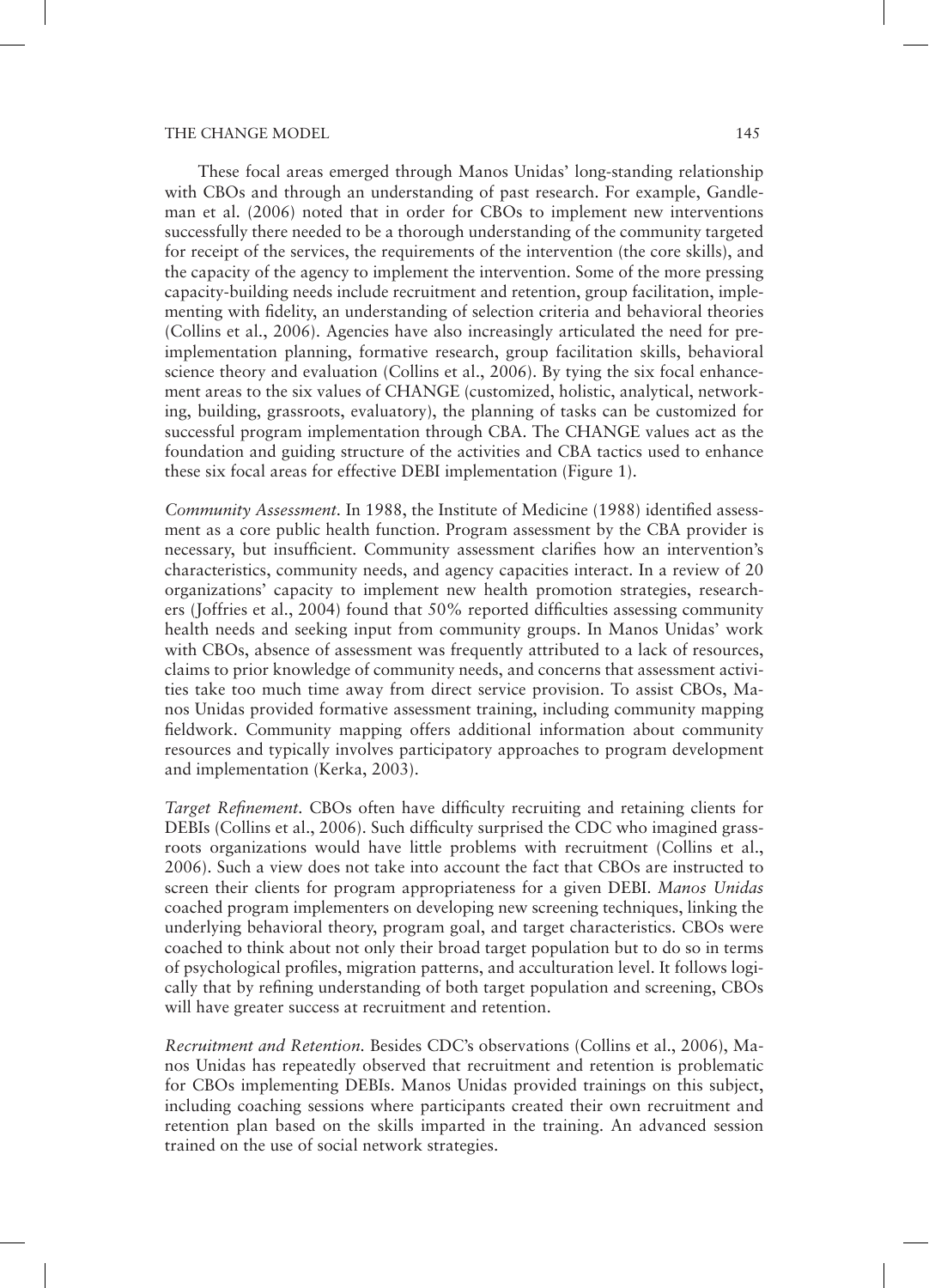These focal areas emerged through Manos Unidas' long-standing relationship with CBOs and through an understanding of past research. For example, Gandleman et al. (2006) noted that in order for CBOs to implement new interventions successfully there needed to be a thorough understanding of the community targeted for receipt of the services, the requirements of the intervention (the core skills), and the capacity of the agency to implement the intervention. Some of the more pressing capacity-building needs include recruitment and retention, group facilitation, implementing with fidelity, an understanding of selection criteria and behavioral theories (Collins et al., 2006). Agencies have also increasingly articulated the need for pre-implementation planning, formative research, group facilitation skills, behavioral science theory and evaluation (Collins et al., 2006). By tying the six focal enhancement areas to the six values of CHANGE (customized, holistic, analytical, networking, building, grassroots, evaluatory), the planning of tasks can be customized for successful program implementation through CBA. The CHANGE values act as the foundation and guiding structure of the activities and CBA tactics used to enhance these six focal areas for effective DEBI implementation (Figure 1).

*Community Assessment.* In 1988, the Institute of Medicine (1988) identified assessment as a core public health function. Program assessment by the CBA provider is necessary, but insufficient. Community assessment clarifies how an intervention's characteristics, community needs, and agency capacities interact. In a review of 20 organizations' capacity to implement new health promotion strategies, researchers (Joffries et al., 2004) found that 50% reported difficulties assessing community health needs and seeking input from community groups. In Manos Unidas' work with CBOs, absence of assessment was frequently attributed to a lack of resources, claims to prior knowledge of community needs, and concerns that assessment activities take too much time away from direct service provision. To assist CBOs, Manos Unidas provided formative assessment training, including community mapping fieldwork. Community mapping offers additional information about community resources and typically involves participatory approaches to program development and implementation (Kerka, 2003).

*Target Refinement.* CBOs often have difficulty recruiting and retaining clients for DEBIs (Collins et al., 2006). Such difficulty surprised the CDC who imagined grassroots organizations would have little problems with recruitment (Collins et al., 2006). Such a view does not take into account the fact that CBOs are instructed to screen their clients for program appropriateness for a given DEBI. *Manos Unidas* coached program implementers on developing new screening techniques, linking the underlying behavioral theory, program goal, and target characteristics. CBOs were coached to think about not only their broad target population but to do so in terms of psychological profiles, migration patterns, and acculturation level. It follows logically that by refining understanding of both target population and screening, CBOs will have greater success at recruitment and retention.

*Recruitment and Retention.* Besides CDC's observations (Collins et al., 2006), Manos Unidas has repeatedly observed that recruitment and retention is problematic for CBOs implementing DEBIs. Manos Unidas provided trainings on this subject, including coaching sessions where participants created their own recruitment and retention plan based on the skills imparted in the training. An advanced session trained on the use of social network strategies.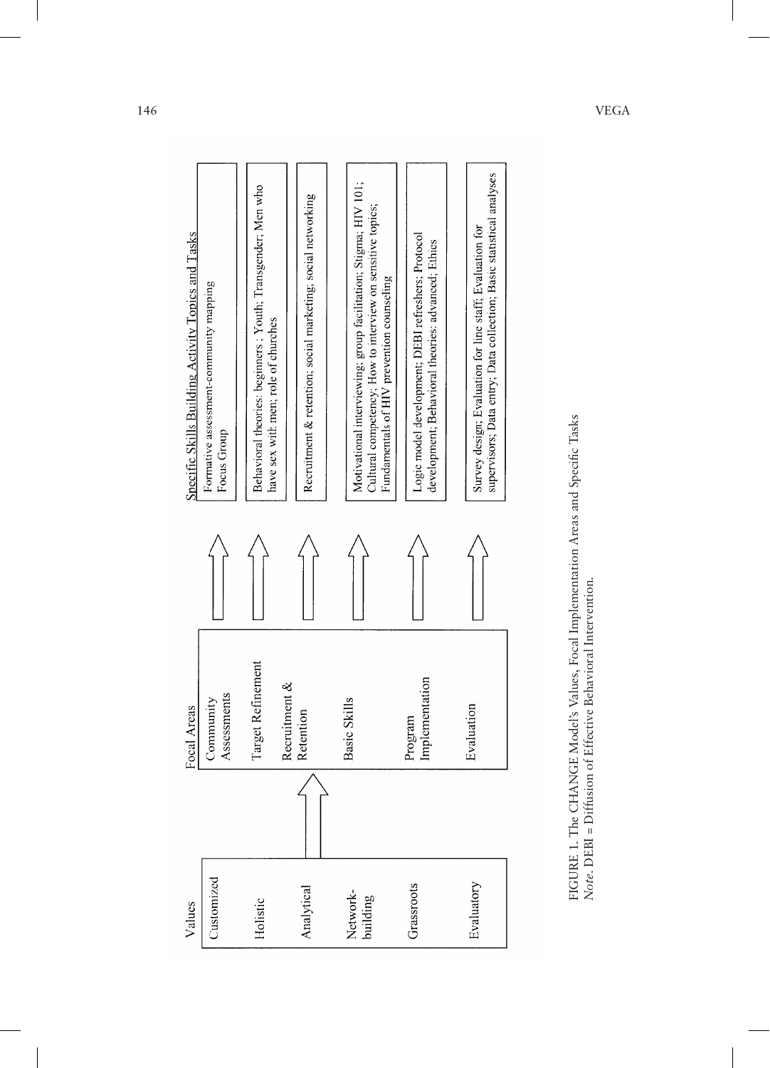| Values | Focal Areas | Specific Skills Building Activity Topics and Tasks |
| --- | --- | --- |
| Customized | Community Assessments | Formative assessment-community mapping<br>Focus Group |
| Holistic | Target Refinement | Behavioral theories: beginners; Youth; Transgender; Men who have sex with men; role of churches |
| Analytical | Recruitment & Retention | Recruitment & retention; social marketing; social networking |
| Network-building | Basic Skills | Motivational interviewing; group facilitation; Stigma; HIV 101; Cultural competency; How to interview on sensitive topics; Fundamentals of HIV prevention counseling |
| Grassroots | Program Implementation | Logic model development; DEBI refreshers; Protocol development; Behavioral theories: advanced; Ethics |
| Evaluatory | Evaluation | Survey design; Evaluation for line staff; Evaluation for supervisors; Data entry; Data collection; Basic statistical analyses |

FIGURE 1. The CHANGE Model's Values, Focal Implementation Areas and Specific Tasks
*Note.* DEBI = Diffusion of Effective Behavioral Intervention.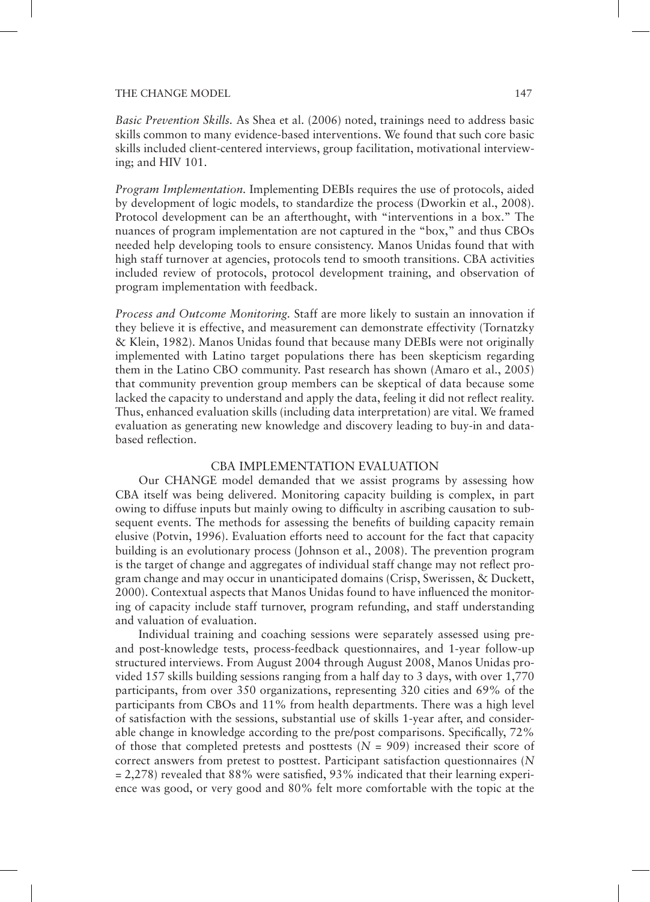*Basic Prevention Skills.* As Shea et al. (2006) noted, trainings need to address basic skills common to many evidence-based interventions. We found that such core basic skills included client-centered interviews, group facilitation, motivational interviewing; and HIV 101.

*Program Implementation.* Implementing DEBIs requires the use of protocols, aided by development of logic models, to standardize the process (Dworkin et al., 2008). Protocol development can be an afterthought, with "interventions in a box." The nuances of program implementation are not captured in the "box," and thus CBOs needed help developing tools to ensure consistency. Manos Unidas found that with high staff turnover at agencies, protocols tend to smooth transitions. CBA activities included review of protocols, protocol development training, and observation of program implementation with feedback.

*Process and Outcome Monitoring.* Staff are more likely to sustain an innovation if they believe it is effective, and measurement can demonstrate effectivity (Tornatzky & Klein, 1982). Manos Unidas found that because many DEBIs were not originally implemented with Latino target populations there has been skepticism regarding them in the Latino CBO community. Past research has shown (Amaro et al., 2005) that community prevention group members can be skeptical of data because some lacked the capacity to understand and apply the data, feeling it did not reflect reality. Thus, enhanced evaluation skills (including data interpretation) are vital. We framed evaluation as generating new knowledge and discovery leading to buy-in and data-based reflection.

## CBA IMPLEMENTATION EVALUATION

Our CHANGE model demanded that we assist programs by assessing how CBA itself was being delivered. Monitoring capacity building is complex, in part owing to diffuse inputs but mainly owing to difficulty in ascribing causation to subsequent events. The methods for assessing the benefits of building capacity remain elusive (Potvin, 1996). Evaluation efforts need to account for the fact that capacity building is an evolutionary process (Johnson et al., 2008). The prevention program is the target of change and aggregates of individual staff change may not reflect program change and may occur in unanticipated domains (Crisp, Swerissen, & Duckett, 2000). Contextual aspects that Manos Unidas found to have influenced the monitoring of capacity include staff turnover, program refunding, and staff understanding and valuation of evaluation.

Individual training and coaching sessions were separately assessed using pre- and post-knowledge tests, process-feedback questionnaires, and 1-year follow-up structured interviews. From August 2004 through August 2008, Manos Unidas provided 157 skills building sessions ranging from a half day to 3 days, with over 1,770 participants, from over 350 organizations, representing 320 cities and 69% of the participants from CBOs and 11% from health departments. There was a high level of satisfaction with the sessions, substantial use of skills 1-year after, and considerable change in knowledge according to the pre/post comparisons. Specifically, 72% of those that completed pretests and posttests ($N$ = 909) increased their score of correct answers from pretest to posttest. Participant satisfaction questionnaires ($N$ = 2,278) revealed that 88% were satisfied, 93% indicated that their learning experience was good, or very good and 80% felt more comfortable with the topic at the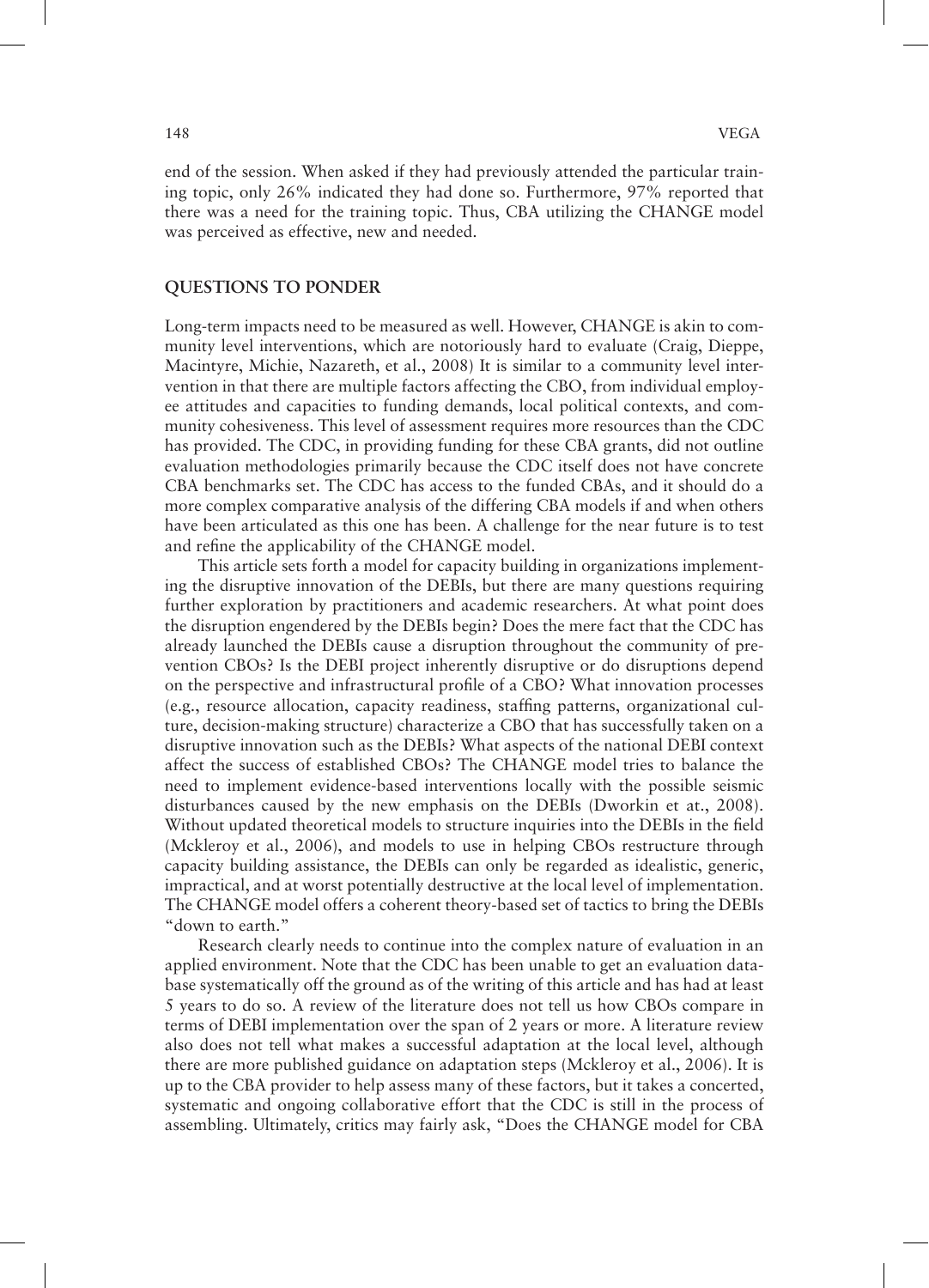end of the session. When asked if they had previously attended the particular training topic, only 26% indicated they had done so. Furthermore, 97% reported that there was a need for the training topic. Thus, CBA utilizing the CHANGE model was perceived as effective, new and needed.

## QUESTIONS TO PONDER

Long-term impacts need to be measured as well. However, CHANGE is akin to community level interventions, which are notoriously hard to evaluate (Craig, Dieppe, Macintyre, Michie, Nazareth, et al., 2008) It is similar to a community level intervention in that there are multiple factors affecting the CBO, from individual employee attitudes and capacities to funding demands, local political contexts, and community cohesiveness. This level of assessment requires more resources than the CDC has provided. The CDC, in providing funding for these CBA grants, did not outline evaluation methodologies primarily because the CDC itself does not have concrete CBA benchmarks set. The CDC has access to the funded CBAs, and it should do a more complex comparative analysis of the differing CBA models if and when others have been articulated as this one has been. A challenge for the near future is to test and refine the applicability of the CHANGE model.

This article sets forth a model for capacity building in organizations implementing the disruptive innovation of the DEBIs, but there are many questions requiring further exploration by practitioners and academic researchers. At what point does the disruption engendered by the DEBIs begin? Does the mere fact that the CDC has already launched the DEBIs cause a disruption throughout the community of prevention CBOs? Is the DEBI project inherently disruptive or do disruptions depend on the perspective and infrastructural profile of a CBO? What innovation processes (e.g., resource allocation, capacity readiness, staffing patterns, organizational culture, decision-making structure) characterize a CBO that has successfully taken on a disruptive innovation such as the DEBIs? What aspects of the national DEBI context affect the success of established CBOs? The CHANGE model tries to balance the need to implement evidence-based interventions locally with the possible seismic disturbances caused by the new emphasis on the DEBIs (Dworkin et at., 2008). Without updated theoretical models to structure inquiries into the DEBIs in the field (Mckleroy et al., 2006), and models to use in helping CBOs restructure through capacity building assistance, the DEBIs can only be regarded as idealistic, generic, impractical, and at worst potentially destructive at the local level of implementation. The CHANGE model offers a coherent theory-based set of tactics to bring the DEBIs "down to earth."

Research clearly needs to continue into the complex nature of evaluation in an applied environment. Note that the CDC has been unable to get an evaluation database systematically off the ground as of the writing of this article and has had at least 5 years to do so. A review of the literature does not tell us how CBOs compare in terms of DEBI implementation over the span of 2 years or more. A literature review also does not tell what makes a successful adaptation at the local level, although there are more published guidance on adaptation steps (Mckleroy et al., 2006). It is up to the CBA provider to help assess many of these factors, but it takes a concerted, systematic and ongoing collaborative effort that the CDC is still in the process of assembling. Ultimately, critics may fairly ask, "Does the CHANGE model for CBA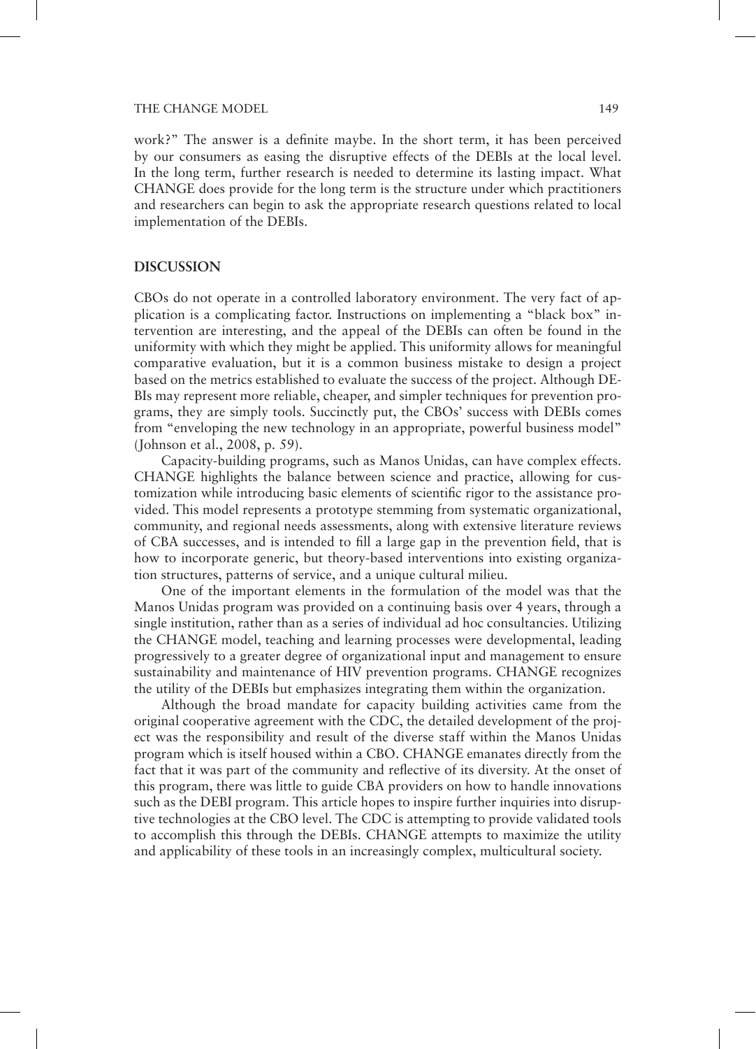work?" The answer is a definite maybe. In the short term, it has been perceived by our consumers as easing the disruptive effects of the DEBIs at the local level. In the long term, further research is needed to determine its lasting impact. What CHANGE does provide for the long term is the structure under which practitioners and researchers can begin to ask the appropriate research questions related to local implementation of the DEBIs.

## DISCUSSION

CBOs do not operate in a controlled laboratory environment. The very fact of application is a complicating factor. Instructions on implementing a "black box" intervention are interesting, and the appeal of the DEBIs can often be found in the uniformity with which they might be applied. This uniformity allows for meaningful comparative evaluation, but it is a common business mistake to design a project based on the metrics established to evaluate the success of the project. Although DEBIs may represent more reliable, cheaper, and simpler techniques for prevention programs, they are simply tools. Succinctly put, the CBOs' success with DEBIs comes from "enveloping the new technology in an appropriate, powerful business model" (Johnson et al., 2008, p. 59).

Capacity-building programs, such as Manos Unidas, can have complex effects. CHANGE highlights the balance between science and practice, allowing for customization while introducing basic elements of scientific rigor to the assistance provided. This model represents a prototype stemming from systematic organizational, community, and regional needs assessments, along with extensive literature reviews of CBA successes, and is intended to fill a large gap in the prevention field, that is how to incorporate generic, but theory-based interventions into existing organization structures, patterns of service, and a unique cultural milieu.

One of the important elements in the formulation of the model was that the Manos Unidas program was provided on a continuing basis over 4 years, through a single institution, rather than as a series of individual ad hoc consultancies. Utilizing the CHANGE model, teaching and learning processes were developmental, leading progressively to a greater degree of organizational input and management to ensure sustainability and maintenance of HIV prevention programs. CHANGE recognizes the utility of the DEBIs but emphasizes integrating them within the organization.

Although the broad mandate for capacity building activities came from the original cooperative agreement with the CDC, the detailed development of the project was the responsibility and result of the diverse staff within the Manos Unidas program which is itself housed within a CBO. CHANGE emanates directly from the fact that it was part of the community and reflective of its diversity. At the onset of this program, there was little to guide CBA providers on how to handle innovations such as the DEBI program. This article hopes to inspire further inquiries into disruptive technologies at the CBO level. The CDC is attempting to provide validated tools to accomplish this through the DEBIs. CHANGE attempts to maximize the utility and applicability of these tools in an increasingly complex, multicultural society.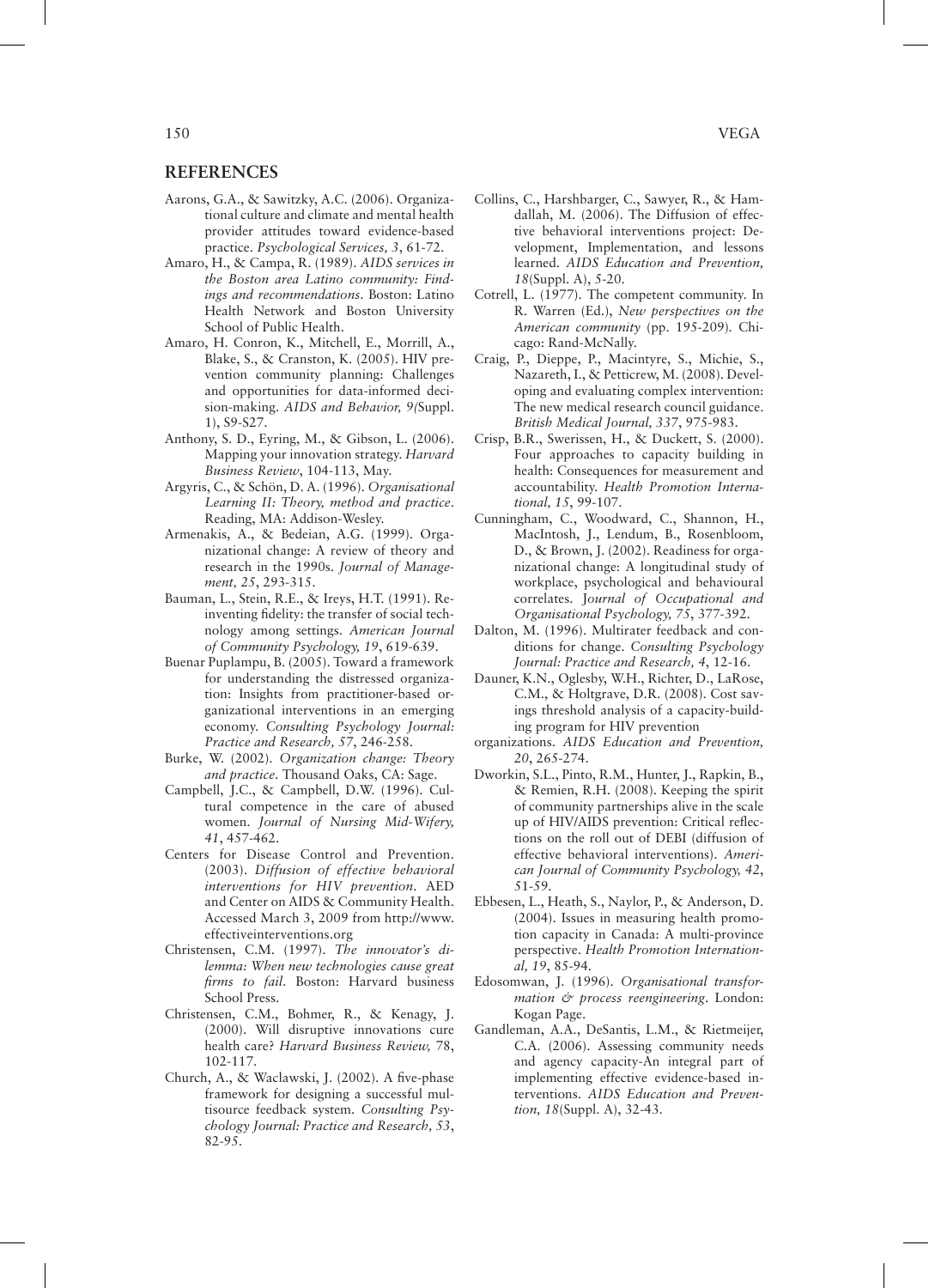## REFERENCES

Aarons, G.A., & Sawitzky, A.C. (2006). Organizational culture and climate and mental health provider attitudes toward evidence-based practice. *Psychological Services, 3*, 61-72.

Amaro, H., & Campa, R. (1989). *AIDS services in the Boston area Latino community: Findings and recommendations*. Boston: Latino Health Network and Boston University School of Public Health.

Amaro, H. Conron, K., Mitchell, E., Morrill, A., Blake, S., & Cranston, K. (2005). HIV prevention community planning: Challenges and opportunities for data-informed decision-making. *AIDS and Behavior, 9(*Suppl. 1), S9-S27.

Anthony, S. D., Eyring, M., & Gibson, L. (2006). Mapping your innovation strategy. *Harvard Business Review*, 104-113, May.

Argyris, C., & Schön, D. A. (1996). *Organisational Learning II: Theory, method and practice*. Reading, MA: Addison-Wesley.

Armenakis, A., & Bedeian, A.G. (1999). Organizational change: A review of theory and research in the 1990s. *Journal of Management, 25*, 293-315.

Bauman, L., Stein, R.E., & Ireys, H.T. (1991). Reinventing fidelity: the transfer of social technology among settings. *American Journal of Community Psychology, 19*, 619-639.

Buenar Puplampu, B. (2005). Toward a framework for understanding the distressed organization: Insights from practitioner-based organizational interventions in an emerging economy. *Consulting Psychology Journal: Practice and Research, 57*, 246-258.

Burke, W. (2002). *Organization change: Theory and practice*. Thousand Oaks, CA: Sage.

Campbell, J.C., & Campbell, D.W. (1996). Cultural competence in the care of abused women. *Journal of Nursing Mid-Wifery, 41*, 457-462.

Centers for Disease Control and Prevention. (2003). *Diffusion of effective behavioral interventions for HIV prevention*. AED and Center on AIDS & Community Health. Accessed March 3, 2009 from http://www.effectiveinterventions.org

Christensen, C.M. (1997). *The innovator's dilemma: When new technologies cause great firms to fail*. Boston: Harvard business School Press.

Christensen, C.M., Bohmer, R., & Kenagy, J. (2000). Will disruptive innovations cure health care? *Harvard Business Review, 78*, 102-117.

Church, A., & Waclawski, J. (2002). A five-phase framework for designing a successful multisource feedback system. *Consulting Psychology Journal: Practice and Research, 53*, 82-95.

Collins, C., Harshbarger, C., Sawyer, R., & Hamdallah, M. (2006). The Diffusion of effective behavioral interventions project: Development, Implementation, and lessons learned. *AIDS Education and Prevention, 18*(Suppl. A), 5-20.

Cotrell, L. (1977). The competent community. In R. Warren (Ed.), *New perspectives on the American community* (pp. 195-209). Chicago: Rand-McNally.

Craig, P., Dieppe, P., Macintyre, S., Michie, S., Nazareth, I., & Petticrew, M. (2008). Developing and evaluating complex intervention: The new medical research council guidance. *British Medical Journal, 337*, 975-983.

Crisp, B.R., Swerissen, H., & Duckett, S. (2000). Four approaches to capacity building in health: Consequences for measurement and accountability. *Health Promotion International, 15*, 99-107.

Cunningham, C., Woodward, C., Shannon, H., MacIntosh, J., Lendum, B., Rosenbloom, D., & Brown, J. (2002). Readiness for organizational change: A longitudinal study of workplace, psychological and behavioural correlates. J*ournal of Occupational and Organisational Psychology, 75*, 377-392.

Dalton, M. (1996). Multirater feedback and conditions for change. *Consulting Psychology Journal: Practice and Research, 4*, 12-16.

Dauner, K.N., Oglesby, W.H., Richter, D., LaRose, C.M., & Holtgrave, D.R. (2008). Cost savings threshold analysis of a capacity-building program for HIV prevention organizations. *AIDS Education and Prevention, 20*, 265-274.

Dworkin, S.L., Pinto, R.M., Hunter, J., Rapkin, B., & Remien, R.H. (2008). Keeping the spirit of community partnerships alive in the scale up of HIV/AIDS prevention: Critical reflections on the roll out of DEBI (diffusion of effective behavioral interventions). *American Journal of Community Psychology, 42*, 51-59.

Ebbesen, L., Heath, S., Naylor, P., & Anderson, D. (2004). Issues in measuring health promotion capacity in Canada: A multi-province perspective. *Health Promotion International, 19*, 85-94.

Edosomwan, J. (1996). *Organisational transformation & process reengineering*. London: Kogan Page.

Gandleman, A.A., DeSantis, L.M., & Rietmeijer, C.A. (2006). Assessing community needs and agency capacity-An integral part of implementing effective evidence-based interventions. *AIDS Education and Prevention, 18*(Suppl. A), 32-43.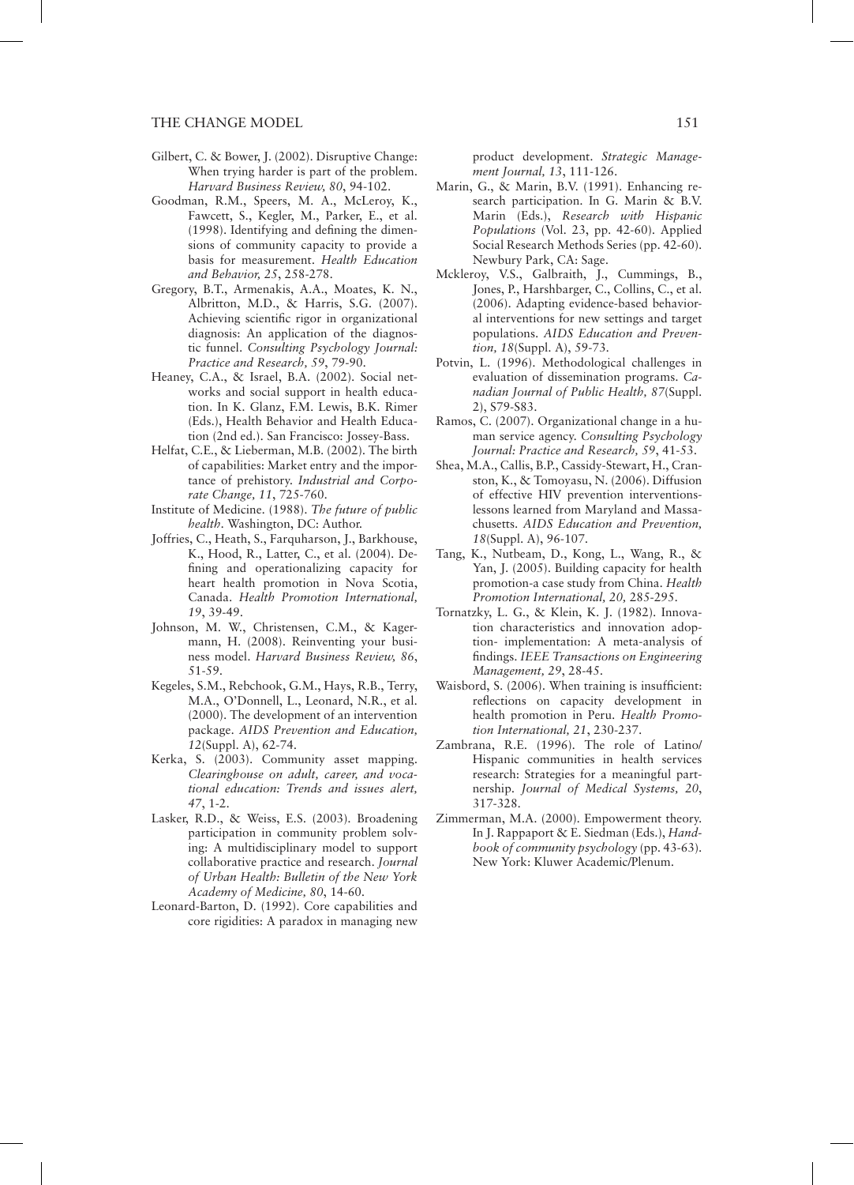Gilbert, C. & Bower, J. (2002). Disruptive Change: When trying harder is part of the problem. *Harvard Business Review, 80*, 94-102.

Goodman, R.M., Speers, M. A., McLeroy, K., Fawcett, S., Kegler, M., Parker, E., et al. (1998). Identifying and defining the dimensions of community capacity to provide a basis for measurement. *Health Education and Behavior, 25*, 258-278.

Gregory, B.T., Armenakis, A.A., Moates, K. N., Albritton, M.D., & Harris, S.G. (2007). Achieving scientific rigor in organizational diagnosis: An application of the diagnostic funnel. *Consulting Psychology Journal: Practice and Research, 59*, 79-90.

Heaney, C.A., & Israel, B.A. (2002). Social networks and social support in health education. In K. Glanz, F.M. Lewis, B.K. Rimer (Eds.), Health Behavior and Health Education (2nd ed.). San Francisco: Jossey-Bass.

Helfat, C.E., & Lieberman, M.B. (2002). The birth of capabilities: Market entry and the importance of prehistory. *Industrial and Corporate Change, 11*, 725-760.

Institute of Medicine. (1988). *The future of public health*. Washington, DC: Author.

Joffries, C., Heath, S., Farquharson, J., Barkhouse, K., Hood, R., Latter, C., et al. (2004). Defining and operationalizing capacity for heart health promotion in Nova Scotia, Canada. *Health Promotion International, 19*, 39-49.

Johnson, M. W., Christensen, C.M., & Kagermann, H. (2008). Reinventing your business model. *Harvard Business Review, 86*, 51-59.

Kegeles, S.M., Rebchook, G.M., Hays, R.B., Terry, M.A., O'Donnell, L., Leonard, N.R., et al. (2000). The development of an intervention package. *AIDS Prevention and Education, 12*(Suppl. A), 62-74.

Kerka, S. (2003). Community asset mapping. *Clearinghouse on adult, career, and vocational education: Trends and issues alert, 47*, 1-2.

Lasker, R.D., & Weiss, E.S. (2003). Broadening participation in community problem solving: A multidisciplinary model to support collaborative practice and research. *Journal of Urban Health: Bulletin of the New York Academy of Medicine, 80*, 14-60.

Leonard-Barton, D. (1992). Core capabilities and core rigidities: A paradox in managing new product development. *Strategic Management Journal, 13*, 111-126.

Marin, G., & Marin, B.V. (1991). Enhancing research participation. In G. Marin & B.V. Marin (Eds.), *Research with Hispanic Populations* (Vol. 23, pp. 42-60). Applied Social Research Methods Series (pp. 42-60). Newbury Park, CA: Sage.

Mckleroy, V.S., Galbraith, J., Cummings, B., Jones, P., Harshbarger, C., Collins, C., et al. (2006). Adapting evidence-based behavioral interventions for new settings and target populations. *AIDS Education and Prevention, 18*(Suppl. A), 59-73.

Potvin, L. (1996). Methodological challenges in evaluation of dissemination programs. *Canadian Journal of Public Health, 87*(Suppl. 2), S79-S83.

Ramos, C. (2007). Organizational change in a human service agency. *Consulting Psychology Journal: Practice and Research, 59*, 41-53.

Shea, M.A., Callis, B.P., Cassidy-Stewart, H., Cranston, K., & Tomoyasu, N. (2006). Diffusion of effective HIV prevention interventions-lessons learned from Maryland and Massachusetts. *AIDS Education and Prevention, 18*(Suppl. A), 96-107.

Tang, K., Nutbeam, D., Kong, L., Wang, R., & Yan, J. (2005). Building capacity for health promotion-a case study from China. *Health Promotion International, 20,* 285-295.

Tornatzky, L. G., & Klein, K. J. (1982). Innovation characteristics and innovation adoption- implementation: A meta-analysis of findings. *IEEE Transactions on Engineering Management, 29*, 28-45.

Waisbord, S. (2006). When training is insufficient: reflections on capacity development in health promotion in Peru. *Health Promotion International, 21*, 230-237.

Zambrana, R.E. (1996). The role of Latino/Hispanic communities in health services research: Strategies for a meaningful partnership. *Journal of Medical Systems, 20*, 317-328.

Zimmerman, M.A. (2000). Empowerment theory. In J. Rappaport & E. Siedman (Eds.), *Handbook of community psychology* (pp. 43-63). New York: Kluwer Academic/Plenum.